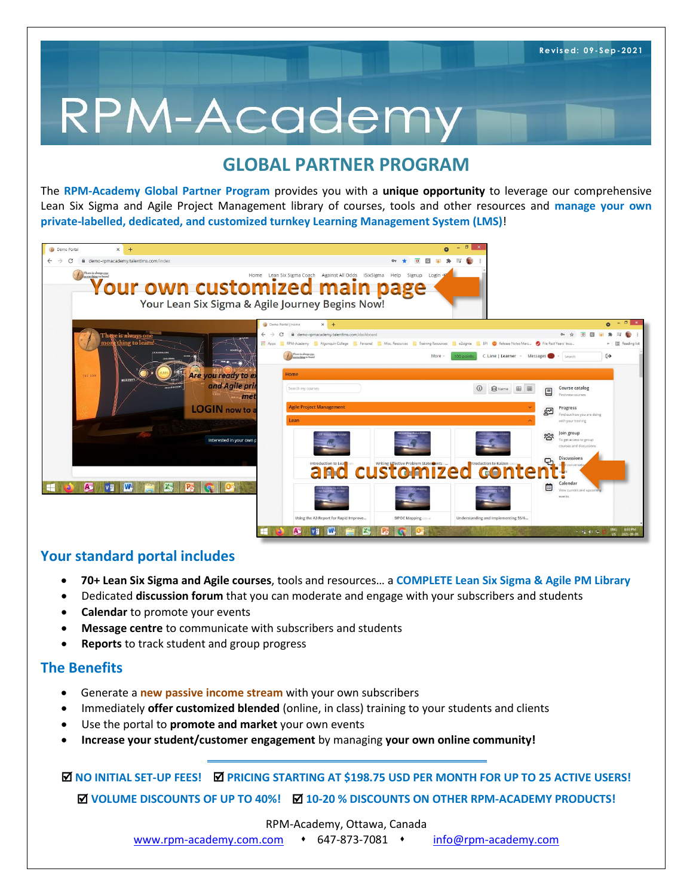Revised: 09-Sep-2021

# RPM-Academy

## GLOBAL PARTNER PROGRAM

The **RPM-Academy Global Partner Program** provides you with a **unique opportunity** to leverage our comprehensive Lean Six Sigma and Agile Project Management library of courses, tools and other resources and **manage your own private-labelled, dedicated, and customized turnkey Learning Management System (LMS)**!

Your own customized main page

and customized content!

## Your standard portal includes

- **70+ Lean Six Sigma and Agile courses**, tools and resources… a **COMPLETE Lean Six Sigma & Agile PM Library**
- Dedicated **discussion forum** that you can moderate and engage with your subscribers and students
- **Calendar** to promote your events
- **Message centre** to communicate with subscribers and students
- **Reports** to track student and group progress

## The Benefits

- Generate a **new passive income stream** with your own subscribers
- Immediately **offer customized blended** (online, in class) training to your students and clients
- Use the portal to **promote and market** your own events
- **Increase your student/customer engagement** by managing **your own online community!**

---

**☑ NO INITIAL SET-UP FEES!** **☑ PRICING STARTING AT $198.75 USD PER MONTH FOR UP TO 25 ACTIVE USERS!**

**☑ VOLUME DISCOUNTS OF UP TO 40%!** **☑ 10-20 % DISCOUNTS ON OTHER RPM-ACADEMY PRODUCTS!**

RPM-Academy, Ottawa, Canada

www.rpm-academy.com.com ♦ 647-873-7081 ♦ info@rpm-academy.com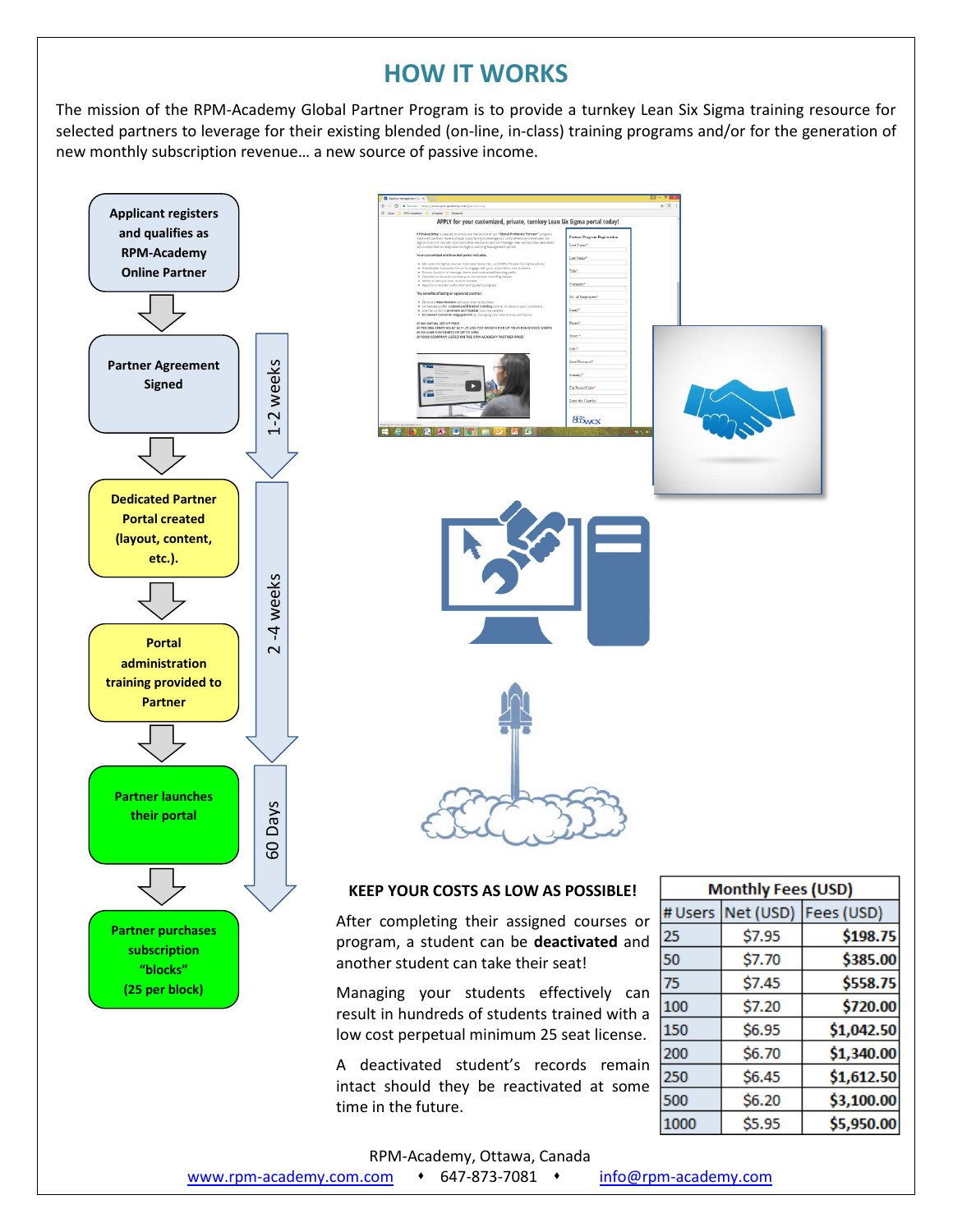# HOW IT WORKS

The mission of the RPM-Academy Global Partner Program is to provide a turnkey Lean Six Sigma training resource for selected partners to leverage for their existing blended (on-line, in-class) training programs and/or for the generation of new monthly subscription revenue… a new source of passive income.

**Applicant registers and qualifies as RPM-Academy Online Partner**

**Partner Agreement Signed**

1-2 weeks

**Dedicated Partner Portal created (layout, content, etc.).**

**Portal administration training provided to Partner**

2 -4 weeks

**Partner launches their portal**

60 Days

**Partner purchases subscription "blocks" (25 per block)**

**KEEP YOUR COSTS AS LOW AS POSSIBLE!**

After completing their assigned courses or program, a student can be **deactivated** and another student can take their seat!

Managing your students effectively can result in hundreds of students trained with a low cost perpetual minimum 25 seat license.

A deactivated student's records remain intact should they be reactivated at some time in the future.

| Monthly Fees (USD) | | |
|---|---|---|
| # Users | Net (USD) | Fees (USD) |
| 25 | $7.95 | $198.75 |
| 50 | $7.70 | $385.00 |
| 75 | $7.45 | $558.75 |
| 100 | $7.20 | $720.00 |
| 150 | $6.95 | $1,042.50 |
| 200 | $6.70 | $1,340.00 |
| 250 | $6.45 | $1,612.50 |
| 500 | $6.20 | $3,100.00 |
| 1000 | $5.95 | $5,950.00 |

RPM-Academy, Ottawa, Canada

www.rpm-academy.com.com • 647-873-7081 • info@rpm-academy.com